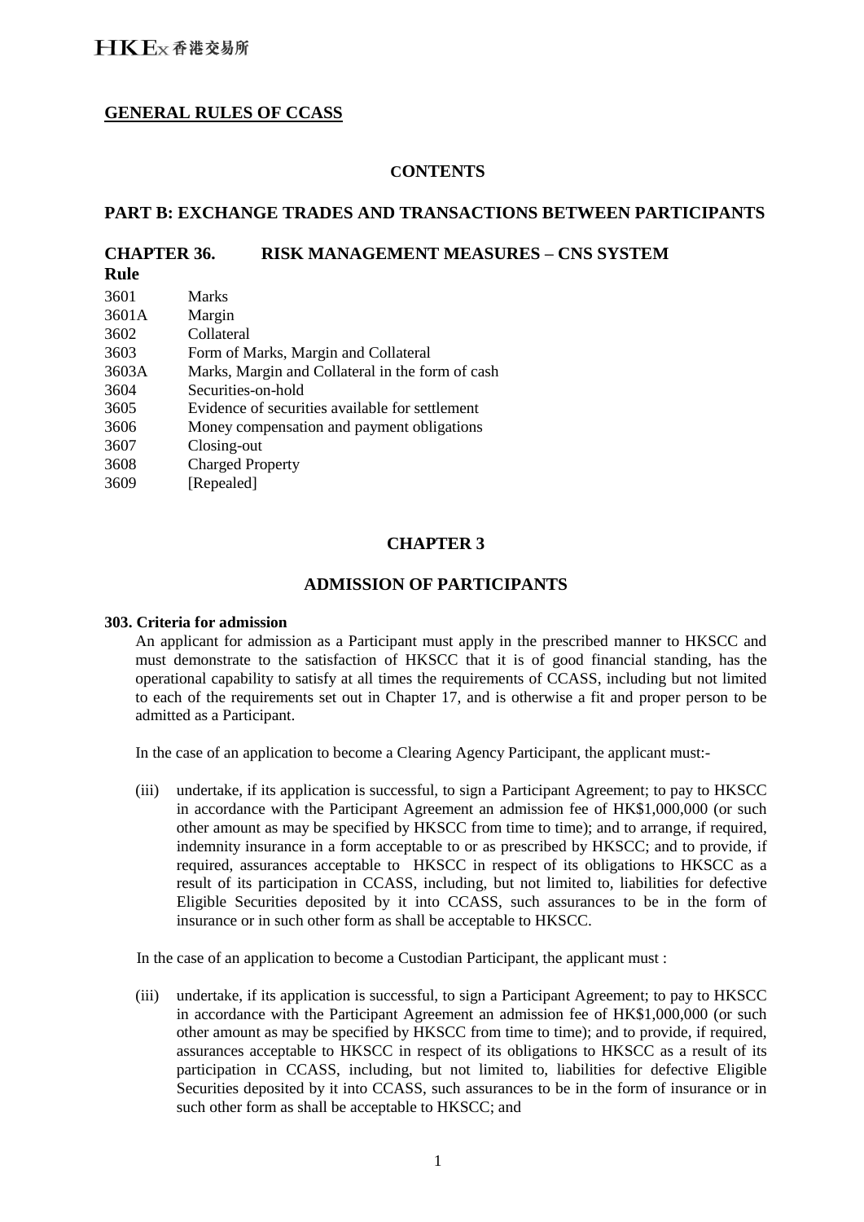**GENERAL RULES OF CCASS**

**CONTENTS**

**PART B: EXCHANGE TRADES AND TRANSACTIONS BETWEEN PARTICIPANTS**

**CHAPTER 36. RISK MANAGEMENT MEASURES – CNS SYSTEM**

| Rule | |
|---|---|
| 3601 | Marks |
| 3601A | Margin |
| 3602 | Collateral |
| 3603 | Form of Marks, Margin and Collateral |
| 3603A | Marks, Margin and Collateral in the form of cash |
| 3604 | Securities-on-hold |
| 3605 | Evidence of securities available for settlement |
| 3606 | Money compensation and payment obligations |
| 3607 | Closing-out |
| 3608 | Charged Property |
| 3609 | [Repealed] |

## CHAPTER 3

## ADMISSION OF PARTICIPANTS

**303. Criteria for admission**

An applicant for admission as a Participant must apply in the prescribed manner to HKSCC and must demonstrate to the satisfaction of HKSCC that it is of good financial standing, has the operational capability to satisfy at all times the requirements of CCASS, including but not limited to each of the requirements set out in Chapter 17, and is otherwise a fit and proper person to be admitted as a Participant.

In the case of an application to become a Clearing Agency Participant, the applicant must:-

(iii) undertake, if its application is successful, to sign a Participant Agreement; to pay to HKSCC in accordance with the Participant Agreement an admission fee of HK$1,000,000 (or such other amount as may be specified by HKSCC from time to time); and to arrange, if required, indemnity insurance in a form acceptable to or as prescribed by HKSCC; and to provide, if required, assurances acceptable to HKSCC in respect of its obligations to HKSCC as a result of its participation in CCASS, including, but not limited to, liabilities for defective Eligible Securities deposited by it into CCASS, such assurances to be in the form of insurance or in such other form as shall be acceptable to HKSCC.

In the case of an application to become a Custodian Participant, the applicant must :

(iii) undertake, if its application is successful, to sign a Participant Agreement; to pay to HKSCC in accordance with the Participant Agreement an admission fee of HK$1,000,000 (or such other amount as may be specified by HKSCC from time to time); and to provide, if required, assurances acceptable to HKSCC in respect of its obligations to HKSCC as a result of its participation in CCASS, including, but not limited to, liabilities for defective Eligible Securities deposited by it into CCASS, such assurances to be in the form of insurance or in such other form as shall be acceptable to HKSCC; and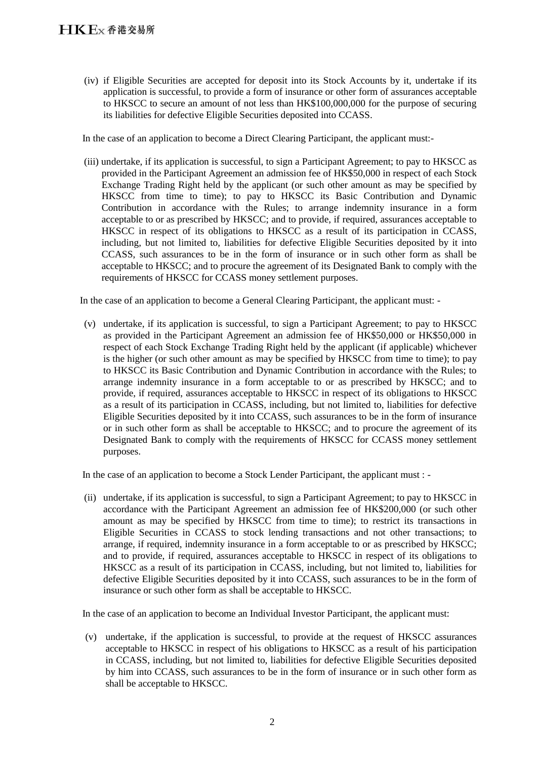(iv) if Eligible Securities are accepted for deposit into its Stock Accounts by it, undertake if its application is successful, to provide a form of insurance or other form of assurances acceptable to HKSCC to secure an amount of not less than HK$100,000,000 for the purpose of securing its liabilities for defective Eligible Securities deposited into CCASS.

In the case of an application to become a Direct Clearing Participant, the applicant must:-

(iii) undertake, if its application is successful, to sign a Participant Agreement; to pay to HKSCC as provided in the Participant Agreement an admission fee of HK$50,000 in respect of each Stock Exchange Trading Right held by the applicant (or such other amount as may be specified by HKSCC from time to time); to pay to HKSCC its Basic Contribution and Dynamic Contribution in accordance with the Rules; to arrange indemnity insurance in a form acceptable to or as prescribed by HKSCC; and to provide, if required, assurances acceptable to HKSCC in respect of its obligations to HKSCC as a result of its participation in CCASS, including, but not limited to, liabilities for defective Eligible Securities deposited by it into CCASS, such assurances to be in the form of insurance or in such other form as shall be acceptable to HKSCC; and to procure the agreement of its Designated Bank to comply with the requirements of HKSCC for CCASS money settlement purposes.

In the case of an application to become a General Clearing Participant, the applicant must: -

(v) undertake, if its application is successful, to sign a Participant Agreement; to pay to HKSCC as provided in the Participant Agreement an admission fee of HK$50,000 or HK$50,000 in respect of each Stock Exchange Trading Right held by the applicant (if applicable) whichever is the higher (or such other amount as may be specified by HKSCC from time to time); to pay to HKSCC its Basic Contribution and Dynamic Contribution in accordance with the Rules; to arrange indemnity insurance in a form acceptable to or as prescribed by HKSCC; and to provide, if required, assurances acceptable to HKSCC in respect of its obligations to HKSCC as a result of its participation in CCASS, including, but not limited to, liabilities for defective Eligible Securities deposited by it into CCASS, such assurances to be in the form of insurance or in such other form as shall be acceptable to HKSCC; and to procure the agreement of its Designated Bank to comply with the requirements of HKSCC for CCASS money settlement purposes.

In the case of an application to become a Stock Lender Participant, the applicant must : -

(ii) undertake, if its application is successful, to sign a Participant Agreement; to pay to HKSCC in accordance with the Participant Agreement an admission fee of HK$200,000 (or such other amount as may be specified by HKSCC from time to time); to restrict its transactions in Eligible Securities in CCASS to stock lending transactions and not other transactions; to arrange, if required, indemnity insurance in a form acceptable to or as prescribed by HKSCC; and to provide, if required, assurances acceptable to HKSCC in respect of its obligations to HKSCC as a result of its participation in CCASS, including, but not limited to, liabilities for defective Eligible Securities deposited by it into CCASS, such assurances to be in the form of insurance or such other form as shall be acceptable to HKSCC.

In the case of an application to become an Individual Investor Participant, the applicant must:

(v) undertake, if the application is successful, to provide at the request of HKSCC assurances acceptable to HKSCC in respect of his obligations to HKSCC as a result of his participation in CCASS, including, but not limited to, liabilities for defective Eligible Securities deposited by him into CCASS, such assurances to be in the form of insurance or in such other form as shall be acceptable to HKSCC.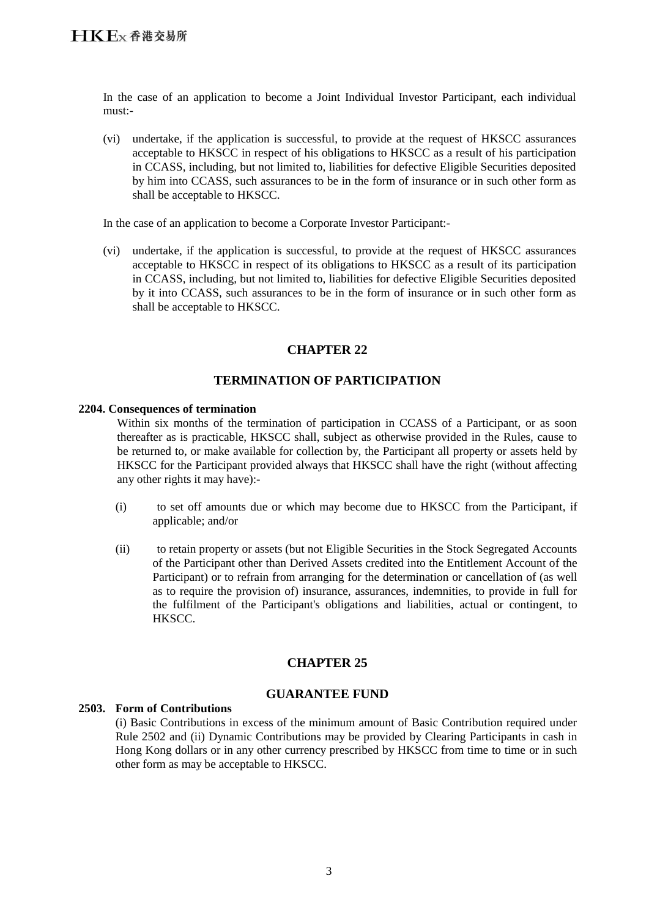In the case of an application to become a Joint Individual Investor Participant, each individual must:-

(vi) undertake, if the application is successful, to provide at the request of HKSCC assurances acceptable to HKSCC in respect of his obligations to HKSCC as a result of his participation in CCASS, including, but not limited to, liabilities for defective Eligible Securities deposited by him into CCASS, such assurances to be in the form of insurance or in such other form as shall be acceptable to HKSCC.

In the case of an application to become a Corporate Investor Participant:-

(vi) undertake, if the application is successful, to provide at the request of HKSCC assurances acceptable to HKSCC in respect of its obligations to HKSCC as a result of its participation in CCASS, including, but not limited to, liabilities for defective Eligible Securities deposited by it into CCASS, such assurances to be in the form of insurance or in such other form as shall be acceptable to HKSCC.

## CHAPTER 22

## TERMINATION OF PARTICIPATION

**2204. Consequences of termination**

Within six months of the termination of participation in CCASS of a Participant, or as soon thereafter as is practicable, HKSCC shall, subject as otherwise provided in the Rules, cause to be returned to, or make available for collection by, the Participant all property or assets held by HKSCC for the Participant provided always that HKSCC shall have the right (without affecting any other rights it may have):-

(i) to set off amounts due or which may become due to HKSCC from the Participant, if applicable; and/or

(ii) to retain property or assets (but not Eligible Securities in the Stock Segregated Accounts of the Participant other than Derived Assets credited into the Entitlement Account of the Participant) or to refrain from arranging for the determination or cancellation of (as well as to require the provision of) insurance, assurances, indemnities, to provide in full for the fulfilment of the Participant's obligations and liabilities, actual or contingent, to HKSCC.

## CHAPTER 25

## GUARANTEE FUND

**2503. Form of Contributions**

(i) Basic Contributions in excess of the minimum amount of Basic Contribution required under Rule 2502 and (ii) Dynamic Contributions may be provided by Clearing Participants in cash in Hong Kong dollars or in any other currency prescribed by HKSCC from time to time or in such other form as may be acceptable to HKSCC.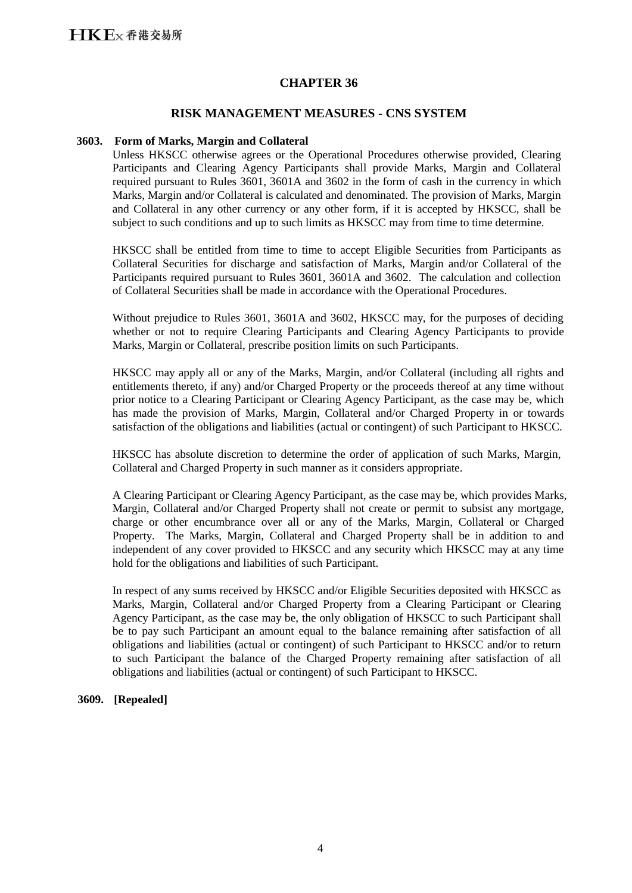# CHAPTER 36

## RISK MANAGEMENT MEASURES - CNS SYSTEM

### 3603. Form of Marks, Margin and Collateral

Unless HKSCC otherwise agrees or the Operational Procedures otherwise provided, Clearing Participants and Clearing Agency Participants shall provide Marks, Margin and Collateral required pursuant to Rules 3601, 3601A and 3602 in the form of cash in the currency in which Marks, Margin and/or Collateral is calculated and denominated. The provision of Marks, Margin and Collateral in any other currency or any other form, if it is accepted by HKSCC, shall be subject to such conditions and up to such limits as HKSCC may from time to time determine.

HKSCC shall be entitled from time to time to accept Eligible Securities from Participants as Collateral Securities for discharge and satisfaction of Marks, Margin and/or Collateral of the Participants required pursuant to Rules 3601, 3601A and 3602. The calculation and collection of Collateral Securities shall be made in accordance with the Operational Procedures.

Without prejudice to Rules 3601, 3601A and 3602, HKSCC may, for the purposes of deciding whether or not to require Clearing Participants and Clearing Agency Participants to provide Marks, Margin or Collateral, prescribe position limits on such Participants.

HKSCC may apply all or any of the Marks, Margin, and/or Collateral (including all rights and entitlements thereto, if any) and/or Charged Property or the proceeds thereof at any time without prior notice to a Clearing Participant or Clearing Agency Participant, as the case may be, which has made the provision of Marks, Margin, Collateral and/or Charged Property in or towards satisfaction of the obligations and liabilities (actual or contingent) of such Participant to HKSCC.

HKSCC has absolute discretion to determine the order of application of such Marks, Margin, Collateral and Charged Property in such manner as it considers appropriate.

A Clearing Participant or Clearing Agency Participant, as the case may be, which provides Marks, Margin, Collateral and/or Charged Property shall not create or permit to subsist any mortgage, charge or other encumbrance over all or any of the Marks, Margin, Collateral or Charged Property. The Marks, Margin, Collateral and Charged Property shall be in addition to and independent of any cover provided to HKSCC and any security which HKSCC may at any time hold for the obligations and liabilities of such Participant.

In respect of any sums received by HKSCC and/or Eligible Securities deposited with HKSCC as Marks, Margin, Collateral and/or Charged Property from a Clearing Participant or Clearing Agency Participant, as the case may be, the only obligation of HKSCC to such Participant shall be to pay such Participant an amount equal to the balance remaining after satisfaction of all obligations and liabilities (actual or contingent) of such Participant to HKSCC and/or to return to such Participant the balance of the Charged Property remaining after satisfaction of all obligations and liabilities (actual or contingent) of such Participant to HKSCC.

### 3609. [Repealed]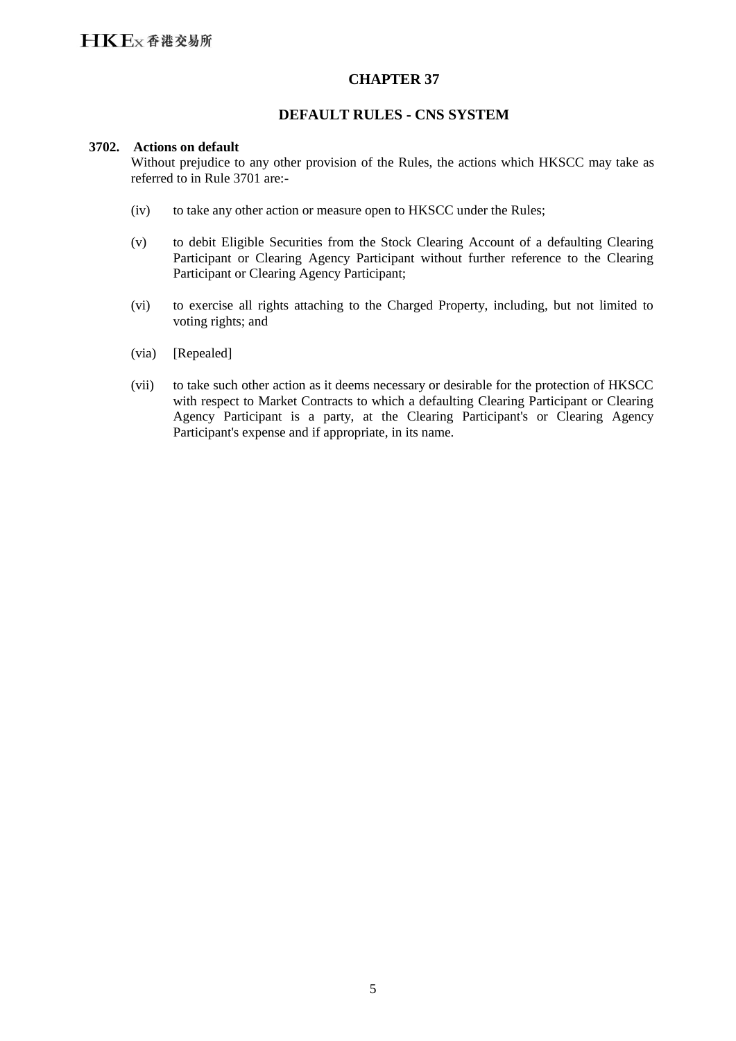# CHAPTER 37

## DEFAULT RULES - CNS SYSTEM

**3702. Actions on default**

Without prejudice to any other provision of the Rules, the actions which HKSCC may take as referred to in Rule 3701 are:-

(iv) to take any other action or measure open to HKSCC under the Rules;

(v) to debit Eligible Securities from the Stock Clearing Account of a defaulting Clearing Participant or Clearing Agency Participant without further reference to the Clearing Participant or Clearing Agency Participant;

(vi) to exercise all rights attaching to the Charged Property, including, but not limited to voting rights; and

(via) [Repealed]

(vii) to take such other action as it deems necessary or desirable for the protection of HKSCC with respect to Market Contracts to which a defaulting Clearing Participant or Clearing Agency Participant is a party, at the Clearing Participant's or Clearing Agency Participant's expense and if appropriate, in its name.